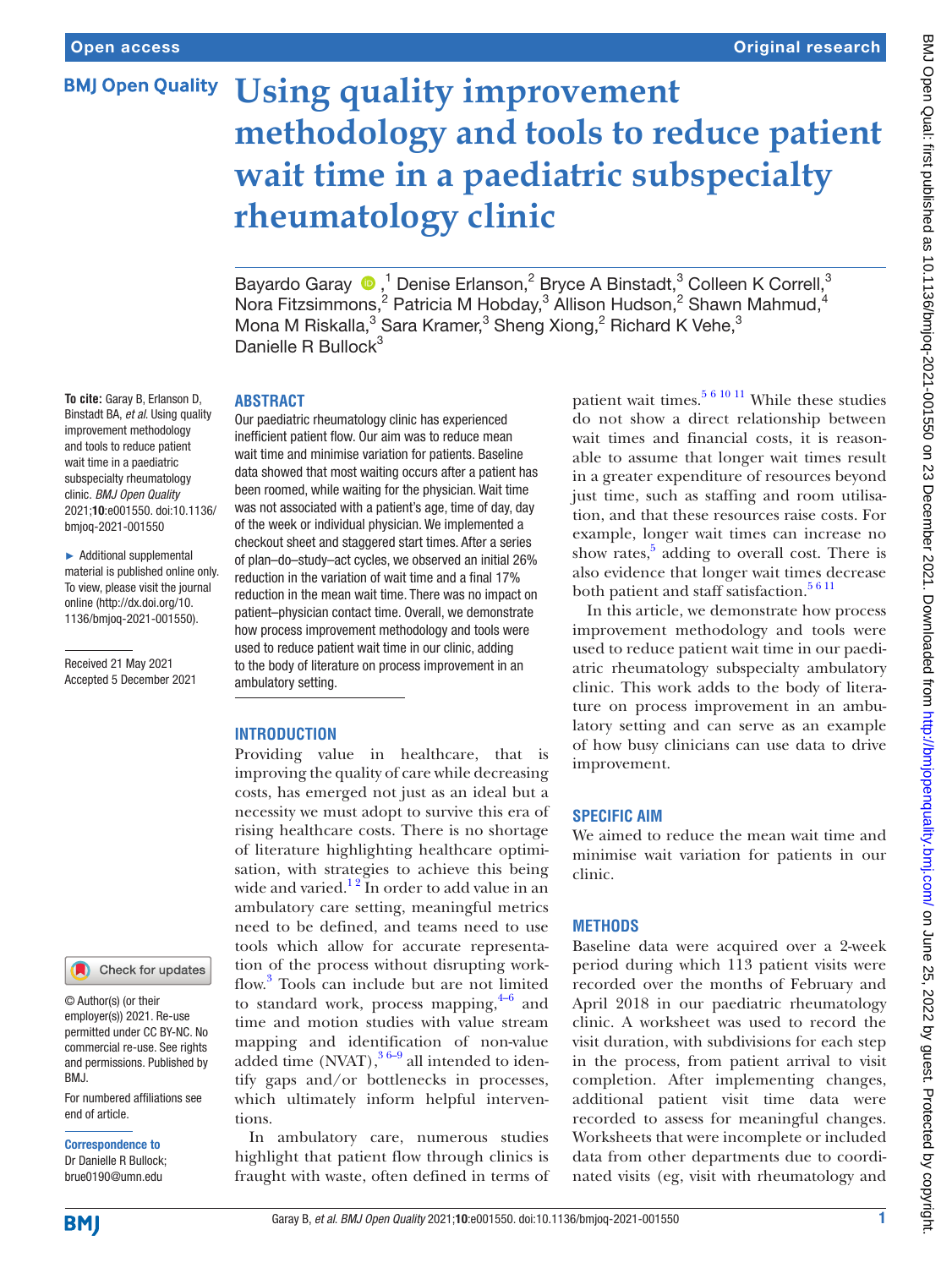# Using quality improvement methodology and tools to reduce patient wait time in a paediatric subspecialty rheumatology clinic

Bayardo Garay,[1] Denise Erlanson,[2] Bryce A Binstadt,[3] Colleen K Correll,[3] Nora Fitzsimmons,[2] Patricia M Hobday,[3] Allison Hudson,[2] Shawn Mahmud,[4] Mona M Riskalla,[3] Sara Kramer,[3] Sheng Xiong,[2] Richard K Vehe,[3] Danielle R Bullock[3]

**To cite:** Garay B, Erlanson D, Binstadt BA, *et al*. Using quality improvement methodology and tools to reduce patient wait time in a paediatric subspecialty rheumatology clinic. *BMJ Open Quality* 2021;**10**:e001550. doi:10.1136/bmjoq-2021-001550

► Additional supplemental material is published online only. To view, please visit the journal online (http://dx.doi.org/10.1136/bmjoq-2021-001550).

Received 21 May 2021
Accepted 5 December 2021

© Author(s) (or their employer(s)) 2021. Re-use permitted under CC BY-NC. No commercial re-use. See rights and permissions. Published by BMJ.

For numbered affiliations see end of article.

**Correspondence to**
Dr Danielle R Bullock; brue0190@umn.edu

## ABSTRACT

Our paediatric rheumatology clinic has experienced inefficient patient flow. Our aim was to reduce mean wait time and minimise variation for patients. Baseline data showed that most waiting occurs after a patient has been roomed, while waiting for the physician. Wait time was not associated with a patient's age, time of day, day of the week or individual physician. We implemented a checkout sheet and staggered start times. After a series of plan–do–study–act cycles, we observed an initial 26% reduction in the variation of wait time and a final 17% reduction in the mean wait time. There was no impact on patient–physician contact time. Overall, we demonstrate how process improvement methodology and tools were used to reduce patient wait time in our clinic, adding to the body of literature on process improvement in an ambulatory setting.

## INTRODUCTION

Providing value in healthcare, that is improving the quality of care while decreasing costs, has emerged not just as an ideal but a necessity we must adopt to survive this era of rising healthcare costs. There is no shortage of literature highlighting healthcare optimisation, with strategies to achieve this being wide and varied.[1 2] In order to add value in an ambulatory care setting, meaningful metrics need to be defined, and teams need to use tools which allow for accurate representation of the process without disrupting workflow.[3] Tools can include but are not limited to standard work, process mapping,[4–6] and time and motion studies with value stream mapping and identification of non-value added time (NVAT),[3 6–9] all intended to identify gaps and/or bottlenecks in processes, which ultimately inform helpful interventions.

In ambulatory care, numerous studies highlight that patient flow through clinics is fraught with waste, often defined in terms of patient wait times.[5 6 10 11] While these studies do not show a direct relationship between wait times and financial costs, it is reasonable to assume that longer wait times result in a greater expenditure of resources beyond just time, such as staffing and room utilisation, and that these resources raise costs. For example, longer wait times can increase no show rates,[5] adding to overall cost. There is also evidence that longer wait times decrease both patient and staff satisfaction.[5 6 11]

In this article, we demonstrate how process improvement methodology and tools were used to reduce patient wait time in our paediatric rheumatology subspecialty ambulatory clinic. This work adds to the body of literature on process improvement in an ambulatory setting and can serve as an example of how busy clinicians can use data to drive improvement.

## SPECIFIC AIM

We aimed to reduce the mean wait time and minimise wait variation for patients in our clinic.

## METHODS

Baseline data were acquired over a 2-week period during which 113 patient visits were recorded over the months of February and April 2018 in our paediatric rheumatology clinic. A worksheet was used to record the visit duration, with subdivisions for each step in the process, from patient arrival to visit completion. After implementing changes, additional patient visit time data were recorded to assess for meaningful changes. Worksheets that were incomplete or included data from other departments due to coordinated visits (eg, visit with rheumatology and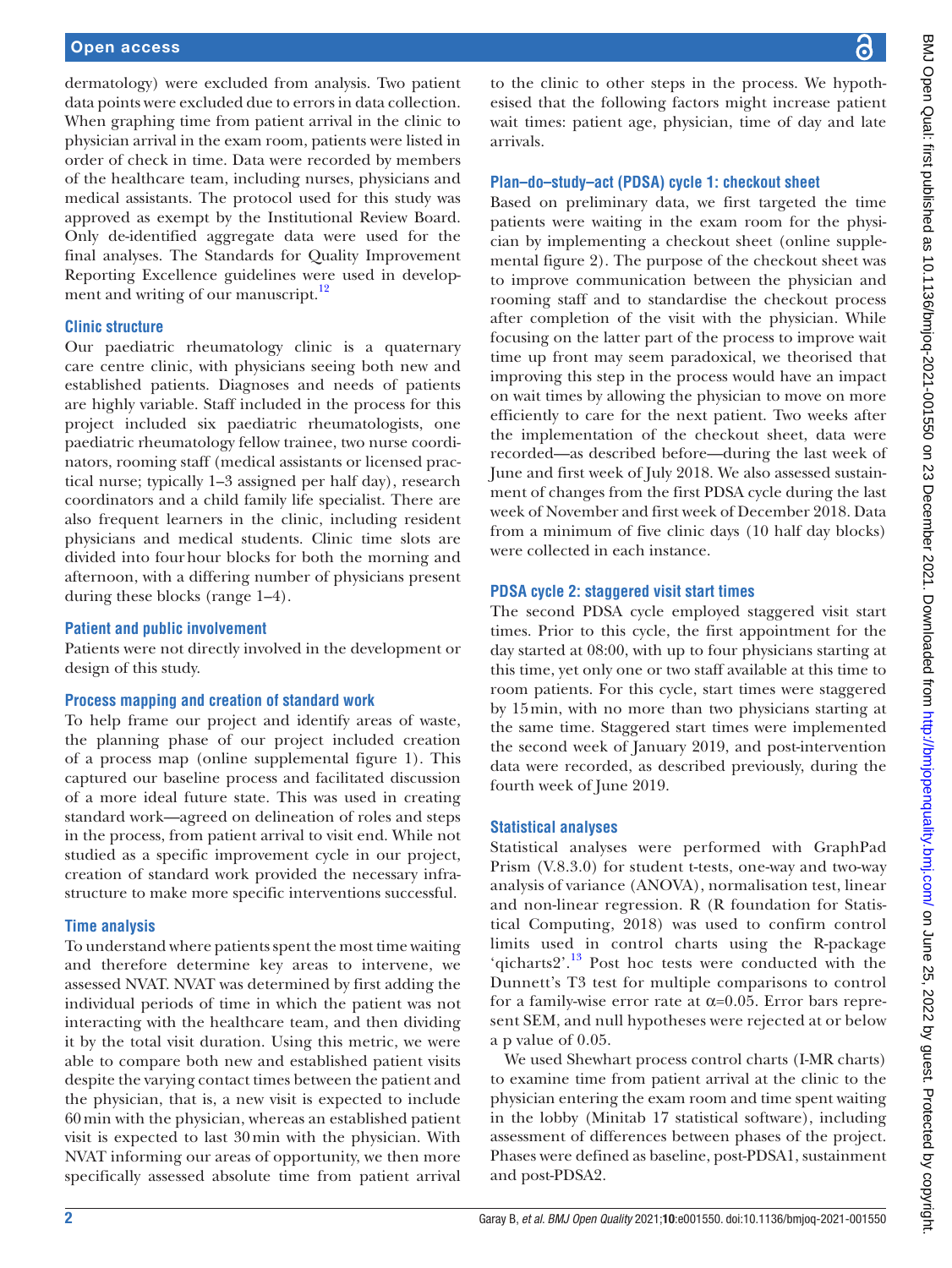dermatology) were excluded from analysis. Two patient data points were excluded due to errors in data collection. When graphing time from patient arrival in the clinic to physician arrival in the exam room, patients were listed in order of check in time. Data were recorded by members of the healthcare team, including nurses, physicians and medical assistants. The protocol used for this study was approved as exempt by the Institutional Review Board. Only de-identified aggregate data were used for the final analyses. The Standards for Quality Improvement Reporting Excellence guidelines were used in development and writing of our manuscript.[12]

### Clinic structure

Our paediatric rheumatology clinic is a quaternary care centre clinic, with physicians seeing both new and established patients. Diagnoses and needs of patients are highly variable. Staff included in the process for this project included six paediatric rheumatologists, one paediatric rheumatology fellow trainee, two nurse coordinators, rooming staff (medical assistants or licensed practical nurse; typically 1–3 assigned per half day), research coordinators and a child family life specialist. There are also frequent learners in the clinic, including resident physicians and medical students. Clinic time slots are divided into four hour blocks for both the morning and afternoon, with a differing number of physicians present during these blocks (range 1–4).

### Patient and public involvement

Patients were not directly involved in the development or design of this study.

### Process mapping and creation of standard work

To help frame our project and identify areas of waste, the planning phase of our project included creation of a process map (online supplemental figure 1). This captured our baseline process and facilitated discussion of a more ideal future state. This was used in creating standard work—agreed on delineation of roles and steps in the process, from patient arrival to visit end. While not studied as a specific improvement cycle in our project, creation of standard work provided the necessary infrastructure to make more specific interventions successful.

### Time analysis

To understand where patients spent the most time waiting and therefore determine key areas to intervene, we assessed NVAT. NVAT was determined by first adding the individual periods of time in which the patient was not interacting with the healthcare team, and then dividing it by the total visit duration. Using this metric, we were able to compare both new and established patient visits despite the varying contact times between the patient and the physician, that is, a new visit is expected to include 60 min with the physician, whereas an established patient visit is expected to last 30 min with the physician. With NVAT informing our areas of opportunity, we then more specifically assessed absolute time from patient arrival to the clinic to other steps in the process. We hypothesised that the following factors might increase patient wait times: patient age, physician, time of day and late arrivals.

### Plan–do–study–act (PDSA) cycle 1: checkout sheet

Based on preliminary data, we first targeted the time patients were waiting in the exam room for the physician by implementing a checkout sheet (online supplemental figure 2). The purpose of the checkout sheet was to improve communication between the physician and rooming staff and to standardise the checkout process after completion of the visit with the physician. While focusing on the latter part of the process to improve wait time up front may seem paradoxical, we theorised that improving this step in the process would have an impact on wait times by allowing the physician to move on more efficiently to care for the next patient. Two weeks after the implementation of the checkout sheet, data were recorded—as described before—during the last week of June and first week of July 2018. We also assessed sustainment of changes from the first PDSA cycle during the last week of November and first week of December 2018. Data from a minimum of five clinic days (10 half day blocks) were collected in each instance.

### PDSA cycle 2: staggered visit start times

The second PDSA cycle employed staggered visit start times. Prior to this cycle, the first appointment for the day started at 08:00, with up to four physicians starting at this time, yet only one or two staff available at this time to room patients. For this cycle, start times were staggered by 15 min, with no more than two physicians starting at the same time. Staggered start times were implemented the second week of January 2019, and post-intervention data were recorded, as described previously, during the fourth week of June 2019.

### Statistical analyses

Statistical analyses were performed with GraphPad Prism (V.8.3.0) for student t-tests, one-way and two-way analysis of variance (ANOVA), normalisation test, linear and non-linear regression. R (R foundation for Statistical Computing, 2018) was used to confirm control limits used in control charts using the R-package 'qicharts2'.[13] Post hoc tests were conducted with the Dunnett's T3 test for multiple comparisons to control for a family-wise error rate at $\alpha$=0.05. Error bars represent SEM, and null hypotheses were rejected at or below a p value of 0.05.

We used Shewhart process control charts (I-MR charts) to examine time from patient arrival at the clinic to the physician entering the exam room and time spent waiting in the lobby (Minitab 17 statistical software), including assessment of differences between phases of the project. Phases were defined as baseline, post-PDSA1, sustainment and post-PDSA2.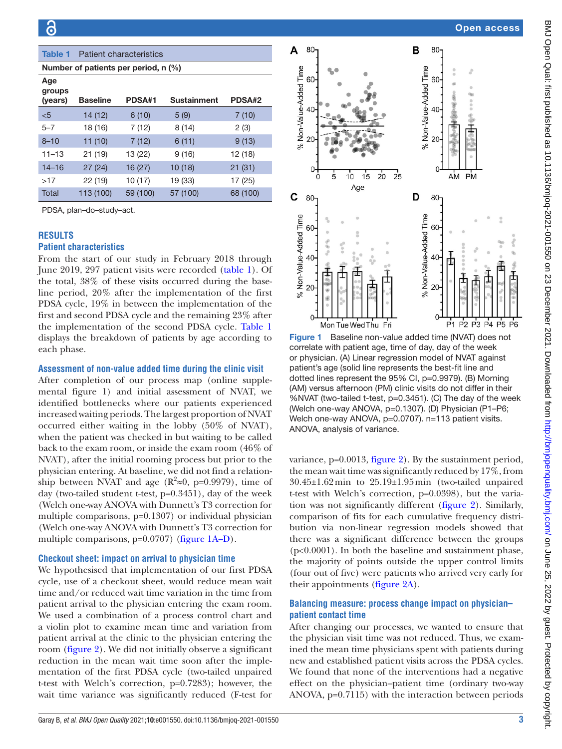**Table 1** Patient characteristics

| Number of patients per period, n (%) | | | | |
|---|---|---|---|---|
| Age groups (years) | Baseline | PDSA#1 | Sustainment | PDSA#2 |
| <5 | 14 (12) | 6 (10) | 5 (9) | 7 (10) |
| 5–7 | 18 (16) | 7 (12) | 8 (14) | 2 (3) |
| 8–10 | 11 (10) | 7 (12) | 6 (11) | 9 (13) |
| 11–13 | 21 (19) | 13 (22) | 9 (16) | 12 (18) |
| 14–16 | 27 (24) | 16 (27) | 10 (18) | 21 (31) |
| >17 | 22 (19) | 10 (17) | 19 (33) | 17 (25) |
| Total | 113 (100) | 59 (100) | 57 (100) | 68 (100) |

PDSA, plan–do–study–act.

## RESULTS

### Patient characteristics

From the start of our study in February 2018 through June 2019, 297 patient visits were recorded (table 1). Of the total, 38% of these visits occurred during the baseline period, 20% after the implementation of the first PDSA cycle, 19% in between the implementation of the first and second PDSA cycle and the remaining 23% after the implementation of the second PDSA cycle. Table 1 displays the breakdown of patients by age according to each phase.

### Assessment of non-value added time during the clinic visit

After completion of our process map (online supplemental figure 1) and initial assessment of NVAT, we identified bottlenecks where our patients experienced increased waiting periods. The largest proportion of NVAT occurred either waiting in the lobby (50% of NVAT), when the patient was checked in but waiting to be called back to the exam room, or inside the exam room (46% of NVAT), after the initial rooming process but prior to the physician entering. At baseline, we did not find a relationship between NVAT and age ($R^2 \approx 0$, p=0.9979), time of day (two-tailed student t-test, p=0.3451), day of the week (Welch one-way ANOVA with Dunnett's T3 correction for multiple comparisons, p=0.1307) or individual physician (Welch one-way ANOVA with Dunnett's T3 correction for multiple comparisons, p=0.0707) (figure 1A–D).

**Figure 1** Baseline non-value added time (NVAT) does not correlate with patient age, time of day, day of the week or physician. (A) Linear regression model of NVAT against patient's age (solid line represents the best-fit line and dotted lines represent the 95% CI, p=0.9979). (B) Morning (AM) versus afternoon (PM) clinic visits do not differ in their %NVAT (two-tailed t-test, p=0.3451). (C) The day of the week (Welch one-way ANOVA, p=0.1307). (D) Physician (P1–P6; Welch one-way ANOVA, p=0.0707). n=113 patient visits. ANOVA, analysis of variance.

### Checkout sheet: impact on arrival to physician time

We hypothesised that implementation of our first PDSA cycle, use of a checkout sheet, would reduce mean wait time and/or reduced wait time variation in the time from patient arrival to the physician entering the exam room. We used a combination of a process control chart and a violin plot to examine mean time and variation from patient arrival at the clinic to the physician entering the room (figure 2). We did not initially observe a significant reduction in the mean wait time soon after the implementation of the first PDSA cycle (two-tailed unpaired t-test with Welch's correction, p=0.7283); however, the wait time variance was significantly reduced (F-test for variance, p=0.0013, figure 2). By the sustainment period, the mean wait time was significantly reduced by 17%, from 30.45±1.62 min to 25.19±1.95 min (two-tailed unpaired t-test with Welch's correction, p=0.0398), but the variation was not significantly different (figure 2). Similarly, comparison of fits for each cumulative frequency distribution via non-linear regression models showed that there was a significant difference between the groups (p<0.0001). In both the baseline and sustainment phase, the majority of points outside the upper control limits (four out of five) were patients who arrived very early for their appointments (figure 2A).

### Balancing measure: process change impact on physician–patient contact time

After changing our processes, we wanted to ensure that the physician visit time was not reduced. Thus, we examined the mean time physicians spent with patients during new and established patient visits across the PDSA cycles. We found that none of the interventions had a negative effect on the physician–patient time (ordinary two-way ANOVA, p=0.7115) with the interaction between periods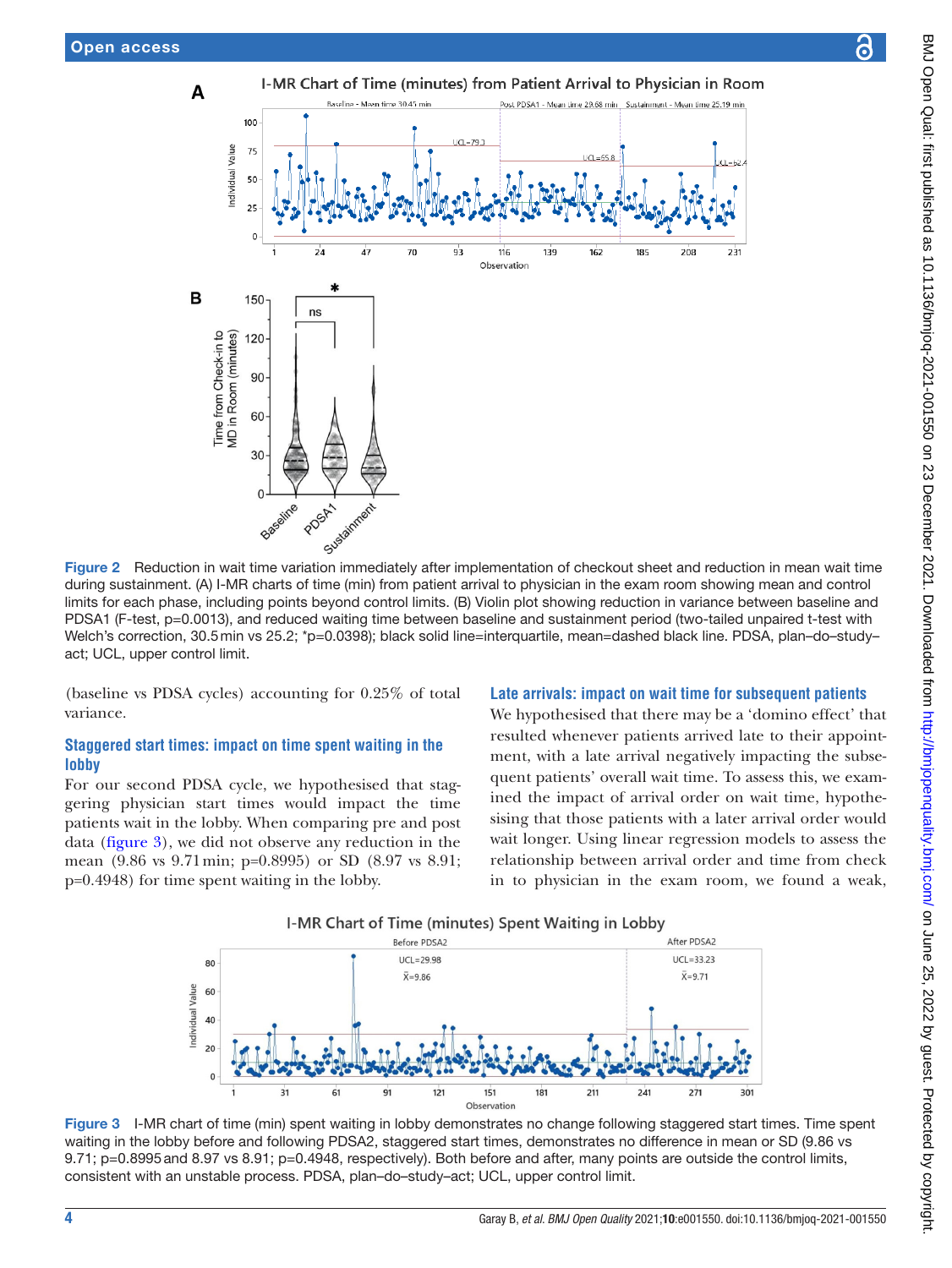Figure 2 Reduction in wait time variation immediately after implementation of checkout sheet and reduction in mean wait time during sustainment. (A) I-MR charts of time (min) from patient arrival to physician in the exam room showing mean and control limits for each phase, including points beyond control limits. (B) Violin plot showing reduction in variance between baseline and PDSA1 (F-test, p=0.0013), and reduced waiting time between baseline and sustainment period (two-tailed unpaired t-test with Welch's correction, 30.5 min vs 25.2; *p=0.0398); black solid line=interquartile, mean=dashed black line. PDSA, plan–do–study–act; UCL, upper control limit.

(baseline vs PDSA cycles) accounting for 0.25% of total variance.

### Staggered start times: impact on time spent waiting in the lobby

For our second PDSA cycle, we hypothesised that staggering physician start times would impact the time patients wait in the lobby. When comparing pre and post data (figure 3), we did not observe any reduction in the mean (9.86 vs 9.71 min; p=0.8995) or SD (8.97 vs 8.91; p=0.4948) for time spent waiting in the lobby.

### Late arrivals: impact on wait time for subsequent patients

We hypothesised that there may be a 'domino effect' that resulted whenever patients arrived late to their appointment, with a late arrival negatively impacting the subsequent patients' overall wait time. To assess this, we examined the impact of arrival order on wait time, hypothesising that those patients with a later arrival order would wait longer. Using linear regression models to assess the relationship between arrival order and time from check in to physician in the exam room, we found a weak,

Figure 3 I-MR chart of time (min) spent waiting in lobby demonstrates no change following staggered start times. Time spent waiting in the lobby before and following PDSA2, staggered start times, demonstrates no difference in mean or SD (9.86 vs 9.71; p=0.8995 and 8.97 vs 8.91; p=0.4948, respectively). Both before and after, many points are outside the control limits, consistent with an unstable process. PDSA, plan–do–study–act; UCL, upper control limit.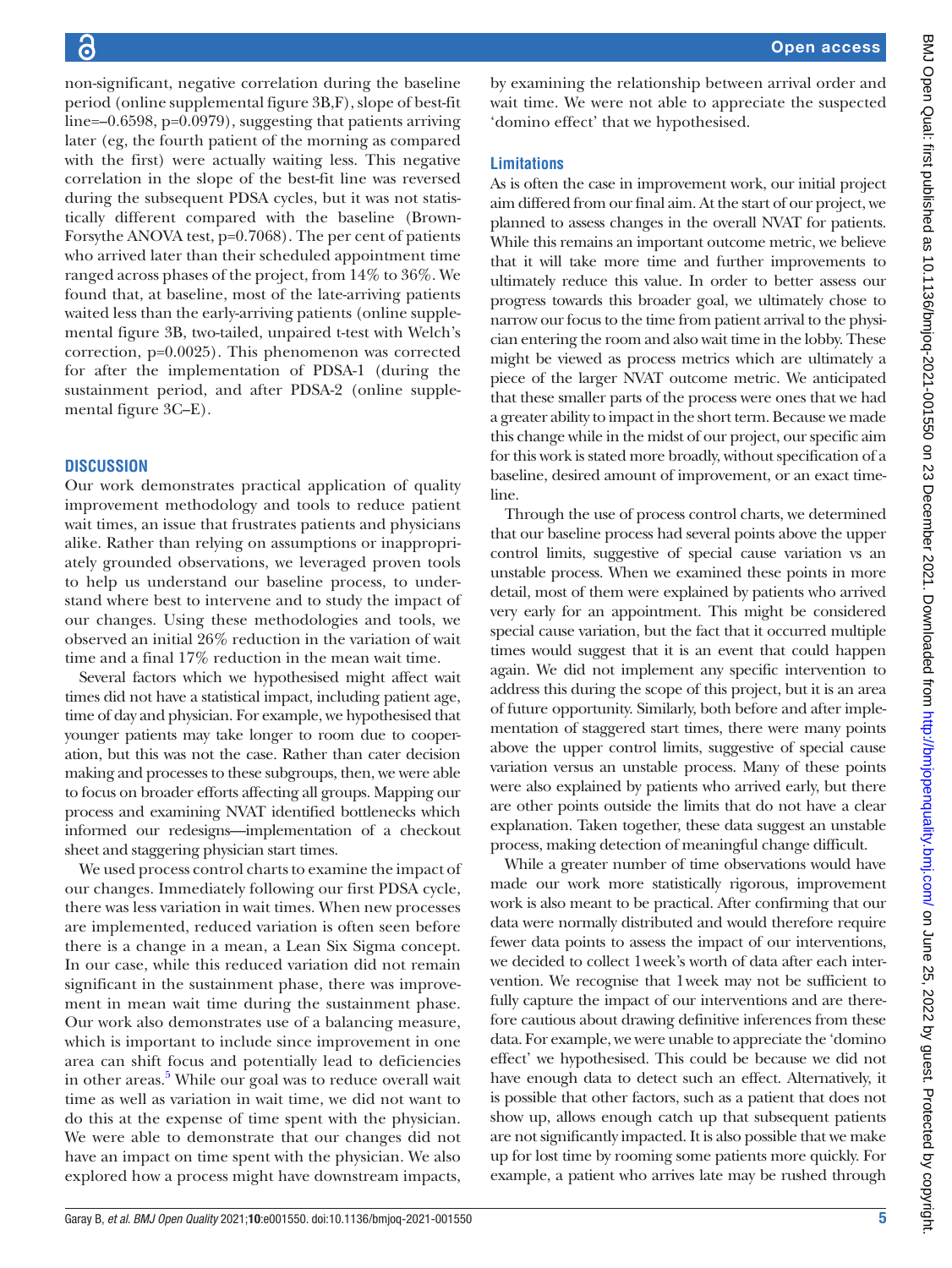non-significant, negative correlation during the baseline period (online supplemental figure 3B,F), slope of best-fit line=–0.6598, p=0.0979), suggesting that patients arriving later (eg, the fourth patient of the morning as compared with the first) were actually waiting less. This negative correlation in the slope of the best-fit line was reversed during the subsequent PDSA cycles, but it was not statistically different compared with the baseline (Brown-Forsythe ANOVA test, p=0.7068). The per cent of patients who arrived later than their scheduled appointment time ranged across phases of the project, from 14% to 36%. We found that, at baseline, most of the late-arriving patients waited less than the early-arriving patients (online supplemental figure 3B, two-tailed, unpaired t-test with Welch's correction, p=0.0025). This phenomenon was corrected for after the implementation of PDSA-1 (during the sustainment period, and after PDSA-2 (online supplemental figure 3C–E).

## DISCUSSION

Our work demonstrates practical application of quality improvement methodology and tools to reduce patient wait times, an issue that frustrates patients and physicians alike. Rather than relying on assumptions or inappropriately grounded observations, we leveraged proven tools to help us understand our baseline process, to understand where best to intervene and to study the impact of our changes. Using these methodologies and tools, we observed an initial 26% reduction in the variation of wait time and a final 17% reduction in the mean wait time.

Several factors which we hypothesised might affect wait times did not have a statistical impact, including patient age, time of day and physician. For example, we hypothesised that younger patients may take longer to room due to cooperation, but this was not the case. Rather than cater decision making and processes to these subgroups, then, we were able to focus on broader efforts affecting all groups. Mapping our process and examining NVAT identified bottlenecks which informed our redesigns—implementation of a checkout sheet and staggering physician start times.

We used process control charts to examine the impact of our changes. Immediately following our first PDSA cycle, there was less variation in wait times. When new processes are implemented, reduced variation is often seen before there is a change in a mean, a Lean Six Sigma concept. In our case, while this reduced variation did not remain significant in the sustainment phase, there was improvement in mean wait time during the sustainment phase. Our work also demonstrates use of a balancing measure, which is important to include since improvement in one area can shift focus and potentially lead to deficiencies in other areas.[5] While our goal was to reduce overall wait time as well as variation in wait time, we did not want to do this at the expense of time spent with the physician. We were able to demonstrate that our changes did not have an impact on time spent with the physician. We also explored how a process might have downstream impacts, by examining the relationship between arrival order and wait time. We were not able to appreciate the suspected 'domino effect' that we hypothesised.

### Limitations

As is often the case in improvement work, our initial project aim differed from our final aim. At the start of our project, we planned to assess changes in the overall NVAT for patients. While this remains an important outcome metric, we believe that it will take more time and further improvements to ultimately reduce this value. In order to better assess our progress towards this broader goal, we ultimately chose to narrow our focus to the time from patient arrival to the physician entering the room and also wait time in the lobby. These might be viewed as process metrics which are ultimately a piece of the larger NVAT outcome metric. We anticipated that these smaller parts of the process were ones that we had a greater ability to impact in the short term. Because we made this change while in the midst of our project, our specific aim for this work is stated more broadly, without specification of a baseline, desired amount of improvement, or an exact timeline.

Through the use of process control charts, we determined that our baseline process had several points above the upper control limits, suggestive of special cause variation vs an unstable process. When we examined these points in more detail, most of them were explained by patients who arrived very early for an appointment. This might be considered special cause variation, but the fact that it occurred multiple times would suggest that it is an event that could happen again. We did not implement any specific intervention to address this during the scope of this project, but it is an area of future opportunity. Similarly, both before and after implementation of staggered start times, there were many points above the upper control limits, suggestive of special cause variation versus an unstable process. Many of these points were also explained by patients who arrived early, but there are other points outside the limits that do not have a clear explanation. Taken together, these data suggest an unstable process, making detection of meaningful change difficult.

While a greater number of time observations would have made our work more statistically rigorous, improvement work is also meant to be practical. After confirming that our data were normally distributed and would therefore require fewer data points to assess the impact of our interventions, we decided to collect 1 week's worth of data after each intervention. We recognise that 1 week may not be sufficient to fully capture the impact of our interventions and are therefore cautious about drawing definitive inferences from these data. For example, we were unable to appreciate the 'domino effect' we hypothesised. This could be because we did not have enough data to detect such an effect. Alternatively, it is possible that other factors, such as a patient that does not show up, allows enough catch up that subsequent patients are not significantly impacted. It is also possible that we make up for lost time by rooming some patients more quickly. For example, a patient who arrives late may be rushed through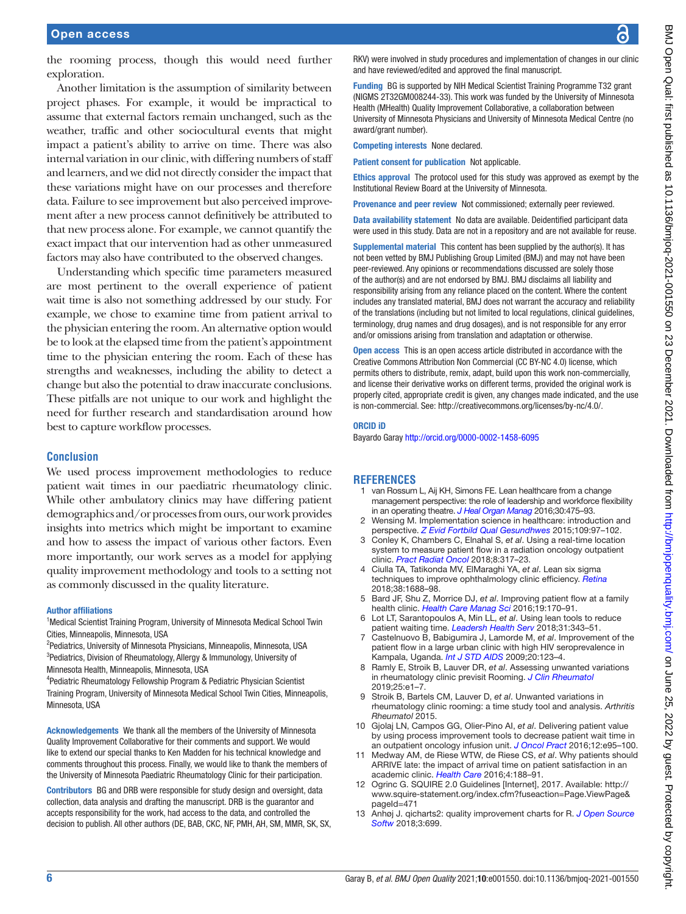the rooming process, though this would need further exploration.

Another limitation is the assumption of similarity between project phases. For example, it would be impractical to assume that external factors remain unchanged, such as the weather, traffic and other sociocultural events that might impact a patient's ability to arrive on time. There was also internal variation in our clinic, with differing numbers of staff and learners, and we did not directly consider the impact that these variations might have on our processes and therefore data. Failure to see improvement but also perceived improvement after a new process cannot definitively be attributed to that new process alone. For example, we cannot quantify the exact impact that our intervention had as other unmeasured factors may also have contributed to the observed changes.

Understanding which specific time parameters measured are most pertinent to the overall experience of patient wait time is also not something addressed by our study. For example, we chose to examine time from patient arrival to the physician entering the room. An alternative option would be to look at the elapsed time from the patient's appointment time to the physician entering the room. Each of these has strengths and weaknesses, including the ability to detect a change but also the potential to draw inaccurate conclusions. These pitfalls are not unique to our work and highlight the need for further research and standardisation around how best to capture workflow processes.

## Conclusion

We used process improvement methodologies to reduce patient wait times in our paediatric rheumatology clinic. While other ambulatory clinics may have differing patient demographics and/or processes from ours, our work provides insights into metrics which might be important to examine and how to assess the impact of various other factors. Even more importantly, our work serves as a model for applying quality improvement methodology and tools to a setting not as commonly discussed in the quality literature.

**Author affiliations**

[1]Medical Scientist Training Program, University of Minnesota Medical School Twin Cities, Minneapolis, Minnesota, USA
[2]Pediatrics, University of Minnesota Physicians, Minneapolis, Minnesota, USA
[3]Pediatrics, Division of Rheumatology, Allergy & Immunology, University of Minnesota Health, Minneapolis, Minnesota, USA
[4]Pediatric Rheumatology Fellowship Program & Pediatric Physician Scientist Training Program, University of Minnesota Medical School Twin Cities, Minneapolis, Minnesota, USA

**Acknowledgements** We thank all the members of the University of Minnesota Quality Improvement Collaborative for their comments and support. We would like to extend our special thanks to Ken Madden for his technical knowledge and comments throughout this process. Finally, we would like to thank the members of the University of Minnesota Paediatric Rheumatology Clinic for their participation.

**Contributors** BG and DRB were responsible for study design and oversight, data collection, data analysis and drafting the manuscript. DRB is the guarantor and accepts responsibility for the work, had access to the data, and controlled the decision to publish. All other authors (DE, BAB, CKC, NF, PMH, AH, SM, MMR, SK, SX, RKV) were involved in study procedures and implementation of changes in our clinic and have reviewed/edited and approved the final manuscript.

**Funding** BG is supported by NIH Medical Scientist Training Programme T32 grant (NIGMS 2T32GM008244-33). This work was funded by the University of Minnesota Health (MHealth) Quality Improvement Collaborative, a collaboration between University of Minnesota Physicians and University of Minnesota Medical Centre (no award/grant number).

**Competing interests** None declared.

**Patient consent for publication** Not applicable.

**Ethics approval** The protocol used for this study was approved as exempt by the Institutional Review Board at the University of Minnesota.

**Provenance and peer review** Not commissioned; externally peer reviewed.

**Data availability statement** No data are available. Deidentified participant data were used in this study. Data are not in a repository and are not available for reuse.

**Supplemental material** This content has been supplied by the author(s). It has not been vetted by BMJ Publishing Group Limited (BMJ) and may not have been peer-reviewed. Any opinions or recommendations discussed are solely those of the author(s) and are not endorsed by BMJ. BMJ disclaims all liability and responsibility arising from any reliance placed on the content. Where the content includes any translated material, BMJ does not warrant the accuracy and reliability of the translations (including but not limited to local regulations, clinical guidelines, terminology, drug names and drug dosages), and is not responsible for any error and/or omissions arising from translation and adaptation or otherwise.

**Open access** This is an open access article distributed in accordance with the Creative Commons Attribution Non Commercial (CC BY-NC 4.0) license, which permits others to distribute, remix, adapt, build upon this work non-commercially, and license their derivative works on different terms, provided the original work is properly cited, appropriate credit is given, any changes made indicated, and the use is non-commercial. See: http://creativecommons.org/licenses/by-nc/4.0/.

**ORCID iD**

Bayardo Garay http://orcid.org/0000-0002-1458-6095

## REFERENCES

1. van Rossum L, Aij KH, Simons FE. Lean healthcare from a change management perspective: the role of leadership and workforce flexibility in an operating theatre. *J Heal Organ Manag* 2016;30:475–93.
2. Wensing M. Implementation science in healthcare: introduction and perspective. *Z Evid Fortbild Qual Gesundhwes* 2015;109:97–102.
3. Conley K, Chambers C, Elnahal S, *et al*. Using a real-time location system to measure patient flow in a radiation oncology outpatient clinic. *Pract Radiat Oncol* 2018;8:317–23.
4. Ciulla TA, Tatikonda MV, ElMaraghi YA, *et al*. Lean six sigma techniques to improve ophthalmology clinic efficiency. *Retina* 2018;38:1688–98.
5. Bard JF, Shu Z, Morrice DJ, *et al*. Improving patient flow at a family health clinic. *Health Care Manag Sci* 2016;19:170–91.
6. Lot LT, Sarantopoulos A, Min LL, *et al*. Using lean tools to reduce patient waiting time. *Leadersh Health Serv* 2018;31:343–51.
7. Castelnuovo B, Babigumira J, Lamorde M, *et al*. Improvement of the patient flow in a large urban clinic with high HIV seroprevalence in Kampala, Uganda. *Int J STD AIDS* 2009;20:123–4.
8. Ramly E, Stroik B, Lauver DR, *et al*. Assessing unwanted variations in rheumatology clinic previsit Rooming. *J Clin Rheumatol* 2019;25:e1–7.
9. Stroik B, Bartels CM, Lauver D, *et al*. Unwanted variations in rheumatology clinic rooming: a time study tool and analysis. *Arthritis Rheumatol* 2015.
10. Gjolaj LN, Campos GG, Olier-Pino AI, *et al*. Delivering patient value by using process improvement tools to decrease patient wait time in an outpatient oncology infusion unit. *J Oncol Pract* 2016;12:e95–100.
11. Medway AM, de Riese WTW, de Riese CS, *et al*. Why patients should ARRIVE late: the impact of arrival time on patient satisfaction in an academic clinic. *Health Care* 2016;4:188–91.
12. Ogrinc G. SQUIRE 2.0 Guidelines [Internet], 2017. Available: http://www.squire-statement.org/index.cfm?fuseaction=Page.ViewPage&pageId=471
13. Anhøj J. qicharts2: quality improvement charts for R. *J Open Source Softw* 2018;3:699.